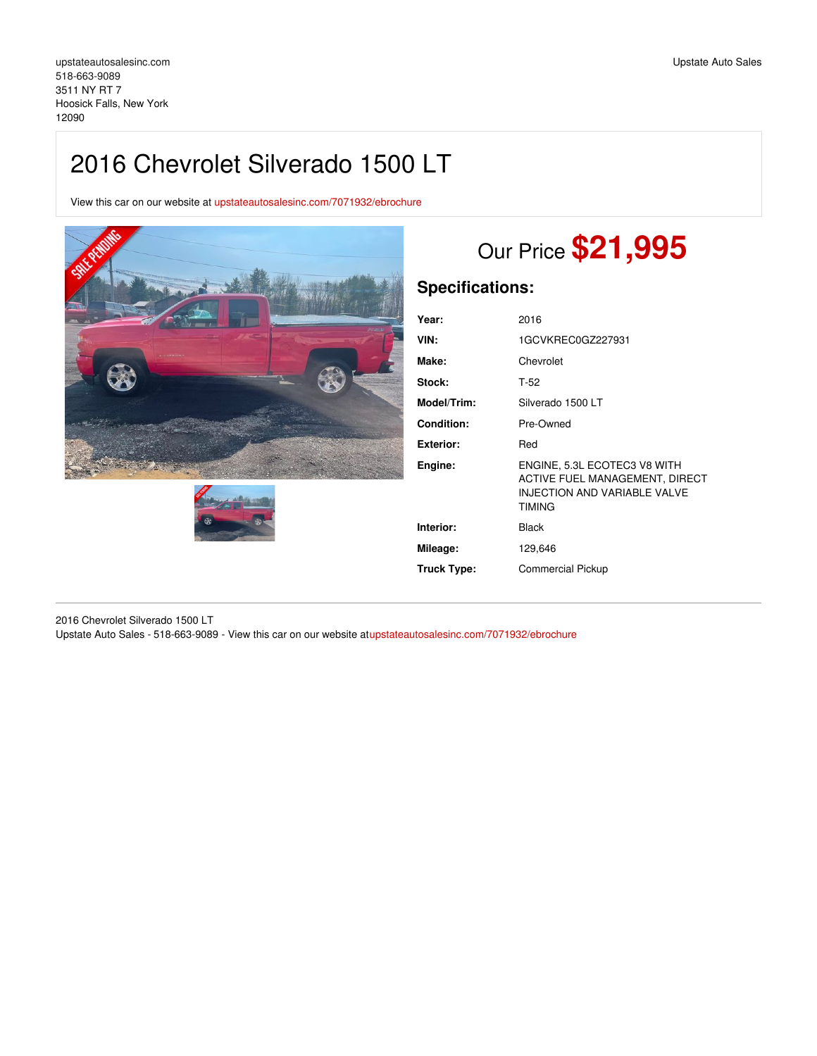upstateautosalesinc.com
518-663-9089
3511 NY RT 7
Hoosick Falls, New York
12090

Upstate Auto Sales

# 2016 Chevrolet Silverado 1500 LT

View this car on our website at upstateautosalesinc.com/7071932/ebrochure

Our Price **$21,995**

## Specifications:

| | |
|---|---|
| **Year:** | 2016 |
| **VIN:** | 1GCVKREC0GZ227931 |
| **Make:** | Chevrolet |
| **Stock:** | T-52 |
| **Model/Trim:** | Silverado 1500 LT |
| **Condition:** | Pre-Owned |
| **Exterior:** | Red |
| **Engine:** | ENGINE, 5.3L ECOTEC3 V8 WITH ACTIVE FUEL MANAGEMENT, DIRECT INJECTION AND VARIABLE VALVE TIMING |
| **Interior:** | Black |
| **Mileage:** | 129,646 |
| **Truck Type:** | Commercial Pickup |

2016 Chevrolet Silverado 1500 LT
Upstate Auto Sales - 518-663-9089 - View this car on our website atupstateautosalesinc.com/7071932/ebrochure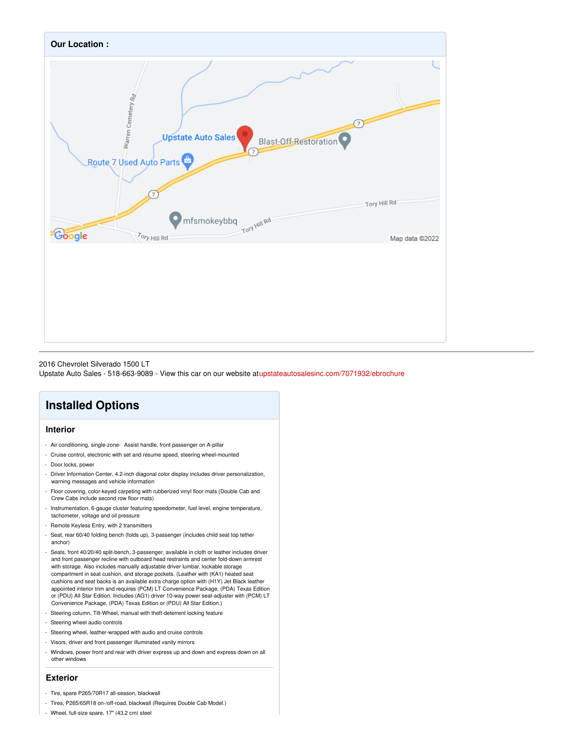## Our Location :

2016 Chevrolet Silverado 1500 LT
Upstate Auto Sales - 518-663-9089 - View this car on our website atupstateautosalesinc.com/7071932/ebrochure

# Installed Options

## Interior

- Air conditioning, single-zone- Assist handle, front passenger on A-pillar
- Cruise control, electronic with set and resume speed, steering wheel-mounted
- Door locks, power
- Driver Information Center, 4.2-inch diagonal color display includes driver personalization, warning messages and vehicle information
- Floor covering, color-keyed carpeting with rubberized vinyl floor mats (Double Cab and Crew Cabs include second row floor mats)
- Instrumentation, 6-gauge cluster featuring speedometer, fuel level, engine temperature, tachometer, voltage and oil pressure
- Remote Keyless Entry, with 2 transmitters
- Seat, rear 60/40 folding bench (folds up), 3-passenger (includes child seat top tether anchor)
- Seats, front 40/20/40 split-bench, 3-passenger, available in cloth or leather includes driver and front passenger recline with outboard head restraints and center fold-down armrest with storage. Also includes manually adjustable driver lumbar, lockable storage compartment in seat cushion, and storage pockets. (Leather with (KA1) heated seat cushions and seat backs is an available extra charge option with (H1Y) Jet Black leather appointed interior trim and requires (PCM) LT Convenience Package, (PDA) Texas Edition or (PDU) All Star Edition. Includes (AG1) driver 10-way power seat-adjuster with (PCM) LT Convenience Package, (PDA) Texas Edition or (PDU) All Star Edition.)
- Steering column, Tilt-Wheel, manual with theft-deterrent locking feature
- Steering wheel audio controls
- Steering wheel, leather-wrapped with audio and cruise controls
- Visors, driver and front passenger illuminated vanity mirrors
- Windows, power front and rear with driver express up and down and express down on all other windows

## Exterior

- Tire, spare P265/70R17 all-season, blackwall
- Tires, P265/65R18 on-/off-road, blackwall (Requires Double Cab Model.)
- Wheel, full-size spare, 17" (43.2 cm) steel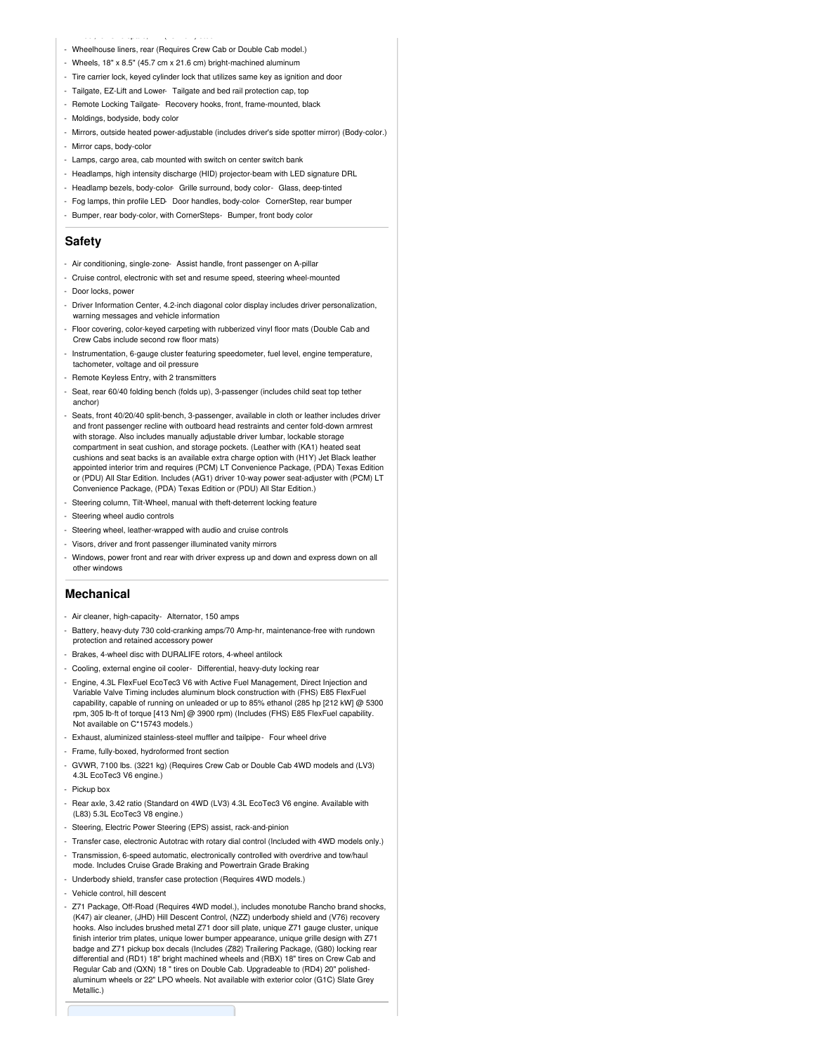- Wheelhouse liners, rear (Requires Crew Cab or Double Cab model.)
- Wheels, 18" x 8.5" (45.7 cm x 21.6 cm) bright-machined aluminum
- Tire carrier lock, keyed cylinder lock that utilizes same key as ignition and door
- Tailgate, EZ-Lift and Lower- Tailgate and bed rail protection cap, top
- Remote Locking Tailgate- Recovery hooks, front, frame-mounted, black
- Moldings, bodyside, body color
- Mirrors, outside heated power-adjustable (includes driver's side spotter mirror) (Body-color.)
- Mirror caps, body-color
- Lamps, cargo area, cab mounted with switch on center switch bank
- Headlamps, high intensity discharge (HID) projector-beam with LED signature DRL
- Headlamp bezels, body-color- Grille surround, body color- Glass, deep-tinted
- Fog lamps, thin profile LED- Door handles, body-color- CornerStep, rear bumper
- Bumper, rear body-color, with CornerSteps- Bumper, front body color

## Safety

- Air conditioning, single-zone- Assist handle, front passenger on A-pillar
- Cruise control, electronic with set and resume speed, steering wheel-mounted
- Door locks, power
- Driver Information Center, 4.2-inch diagonal color display includes driver personalization, warning messages and vehicle information
- Floor covering, color-keyed carpeting with rubberized vinyl floor mats (Double Cab and Crew Cabs include second row floor mats)
- Instrumentation, 6-gauge cluster featuring speedometer, fuel level, engine temperature, tachometer, voltage and oil pressure
- Remote Keyless Entry, with 2 transmitters
- Seat, rear 60/40 folding bench (folds up), 3-passenger (includes child seat top tether anchor)
- Seats, front 40/20/40 split-bench, 3-passenger, available in cloth or leather includes driver and front passenger recline with outboard head restraints and center fold-down armrest with storage. Also includes manually adjustable driver lumbar, lockable storage compartment in seat cushion, and storage pockets. (Leather with (KA1) heated seat cushions and seat backs is an available extra charge option with (H1Y) Jet Black leather appointed interior trim and requires (PCM) LT Convenience Package, (PDA) Texas Edition or (PDU) All Star Edition. Includes (AG1) driver 10-way power seat-adjuster with (PCM) LT Convenience Package, (PDA) Texas Edition or (PDU) All Star Edition.)
- Steering column, Tilt-Wheel, manual with theft-deterrent locking feature
- Steering wheel audio controls
- Steering wheel, leather-wrapped with audio and cruise controls
- Visors, driver and front passenger illuminated vanity mirrors
- Windows, power front and rear with driver express up and down and express down on all other windows

## Mechanical

- Air cleaner, high-capacity- Alternator, 150 amps
- Battery, heavy-duty 730 cold-cranking amps/70 Amp-hr, maintenance-free with rundown protection and retained accessory power
- Brakes, 4-wheel disc with DURALIFE rotors, 4-wheel antilock
- Cooling, external engine oil cooler- Differential, heavy-duty locking rear
- Engine, 4.3L FlexFuel EcoTec3 V6 with Active Fuel Management, Direct Injection and Variable Valve Timing includes aluminum block construction with (FHS) E85 FlexFuel capability, capable of running on unleaded or up to 85% ethanol (285 hp [212 kW] @ 5300 rpm, 305 lb-ft of torque [413 Nm] @ 3900 rpm) (Includes (FHS) E85 FlexFuel capability. Not available on C*15743 models.)
- Exhaust, aluminized stainless-steel muffler and tailpipe- Four wheel drive
- Frame, fully-boxed, hydroformed front section
- GVWR, 7100 lbs. (3221 kg) (Requires Crew Cab or Double Cab 4WD models and (LV3) 4.3L EcoTec3 V6 engine.)
- Pickup box
- Rear axle, 3.42 ratio (Standard on 4WD (LV3) 4.3L EcoTec3 V6 engine. Available with (L83) 5.3L EcoTec3 V8 engine.)
- Steering, Electric Power Steering (EPS) assist, rack-and-pinion
- Transfer case, electronic Autotrac with rotary dial control (Included with 4WD models only.)
- Transmission, 6-speed automatic, electronically controlled with overdrive and tow/haul mode. Includes Cruise Grade Braking and Powertrain Grade Braking
- Underbody shield, transfer case protection (Requires 4WD models.)
- Vehicle control, hill descent
- Z71 Package, Off-Road (Requires 4WD model.), includes monotube Rancho brand shocks, (K47) air cleaner, (JHD) Hill Descent Control, (NZZ) underbody shield and (V76) recovery hooks. Also includes brushed metal Z71 door sill plate, unique Z71 gauge cluster, unique finish interior trim plates, unique lower bumper appearance, unique grille design with Z71 badge and Z71 pickup box decals (Includes (Z82) Trailering Package, (G80) locking rear differential and (RD1) 18" bright machined wheels and (RBX) 18" tires on Crew Cab and Regular Cab and (QXN) 18 " tires on Double Cab. Upgradeable to (RD4) 20" polished-aluminum wheels or 22" LPO wheels. Not available with exterior color (G1C) Slate Grey Metallic.)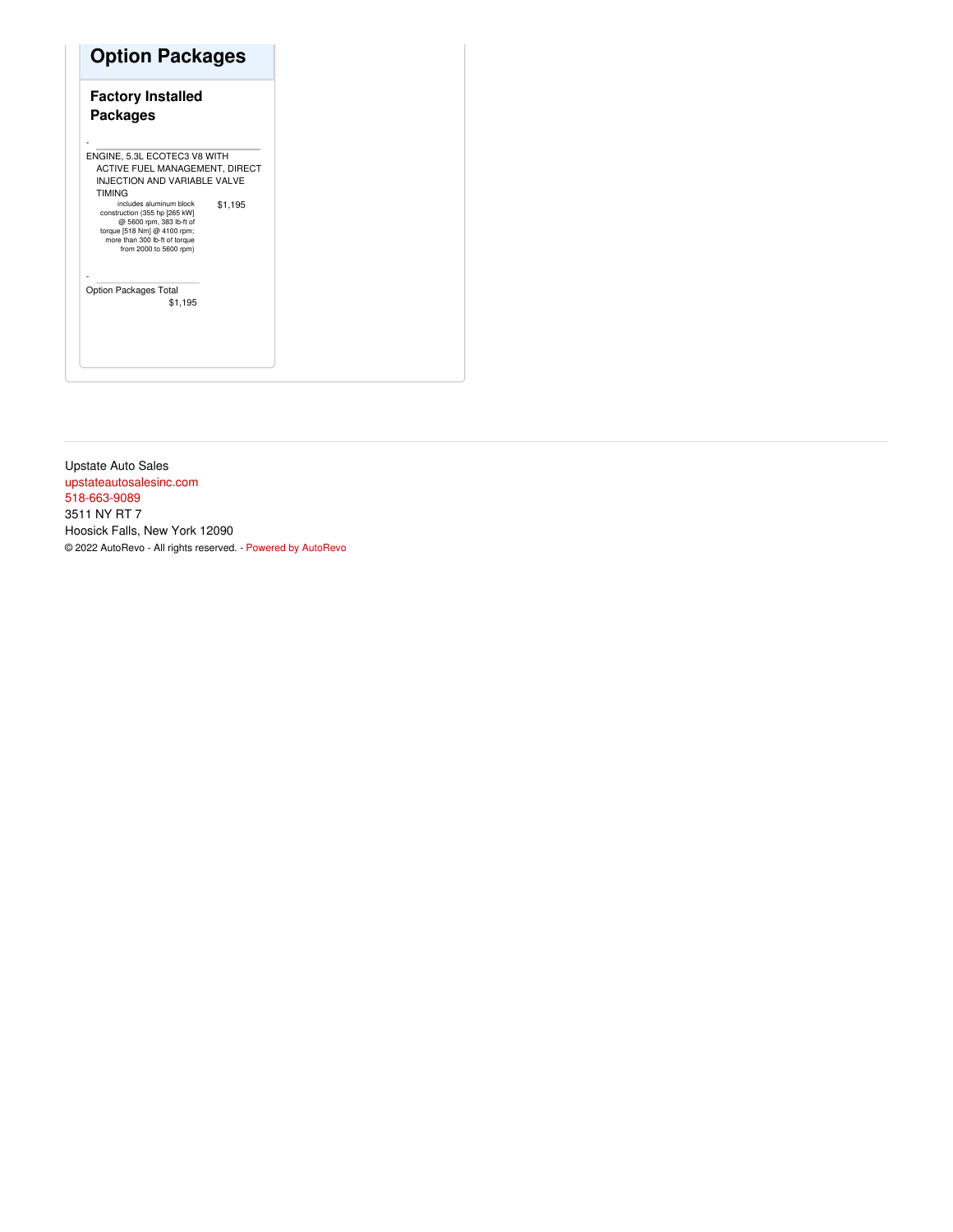## Option Packages

### Factory Installed Packages

| | |
|---|---|
| ENGINE, 5.3L ECOTEC3 V8 WITH ACTIVE FUEL MANAGEMENT, DIRECT INJECTION AND VARIABLE VALVE TIMING<br>includes aluminum block construction (355 hp [265 kW] @ 5600 rpm, 383 lb-ft of torque [518 Nm] @ 4100 rpm; more than 300 lb-ft of torque from 2000 to 5600 rpm) | $1,195 |
| Option Packages Total | $1,195 |

Upstate Auto Sales
upstateautosalesinc.com
518-663-9089
3511 NY RT 7
Hoosick Falls, New York 12090

© 2022 AutoRevo - All rights reserved. - Powered by AutoRevo